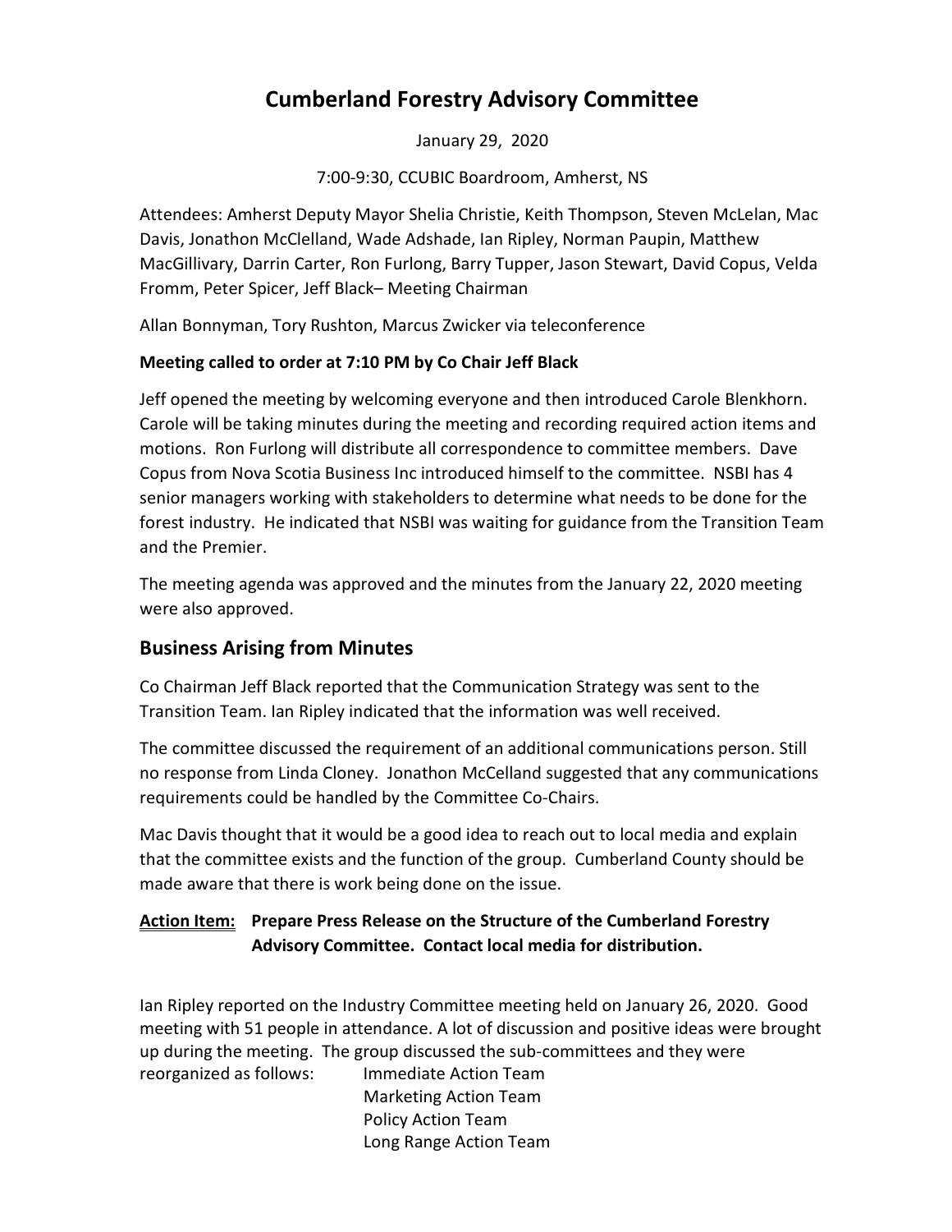# Cumberland Forestry Advisory Committee

January 29, 2020

7:00-9:30, CCUBIC Boardroom, Amherst, NS

Attendees: Amherst Deputy Mayor Shelia Christie, Keith Thompson, Steven McLelan, Mac Davis, Jonathon McClelland, Wade Adshade, Ian Ripley, Norman Paupin, Matthew MacGillivary, Darrin Carter, Ron Furlong, Barry Tupper, Jason Stewart, David Copus, Velda Fromm, Peter Spicer, Jeff Black– Meeting Chairman

Allan Bonnyman, Tory Rushton, Marcus Zwicker via teleconference

**Meeting called to order at 7:10 PM by Co Chair Jeff Black**

Jeff opened the meeting by welcoming everyone and then introduced Carole Blenkhorn. Carole will be taking minutes during the meeting and recording required action items and motions. Ron Furlong will distribute all correspondence to committee members. Dave Copus from Nova Scotia Business Inc introduced himself to the committee. NSBI has 4 senior managers working with stakeholders to determine what needs to be done for the forest industry. He indicated that NSBI was waiting for guidance from the Transition Team and the Premier.

The meeting agenda was approved and the minutes from the January 22, 2020 meeting were also approved.

## Business Arising from Minutes

Co Chairman Jeff Black reported that the Communication Strategy was sent to the Transition Team. Ian Ripley indicated that the information was well received.

The committee discussed the requirement of an additional communications person. Still no response from Linda Cloney. Jonathon McCelland suggested that any communications requirements could be handled by the Committee Co-Chairs.

Mac Davis thought that it would be a good idea to reach out to local media and explain that the committee exists and the function of the group. Cumberland County should be made aware that there is work being done on the issue.

**Action Item: Prepare Press Release on the Structure of the Cumberland Forestry Advisory Committee. Contact local media for distribution.**

Ian Ripley reported on the Industry Committee meeting held on January 26, 2020. Good meeting with 51 people in attendance. A lot of discussion and positive ideas were brought up during the meeting. The group discussed the sub-committees and they were reorganized as follows:

- Immediate Action Team
- Marketing Action Team
- Policy Action Team
- Long Range Action Team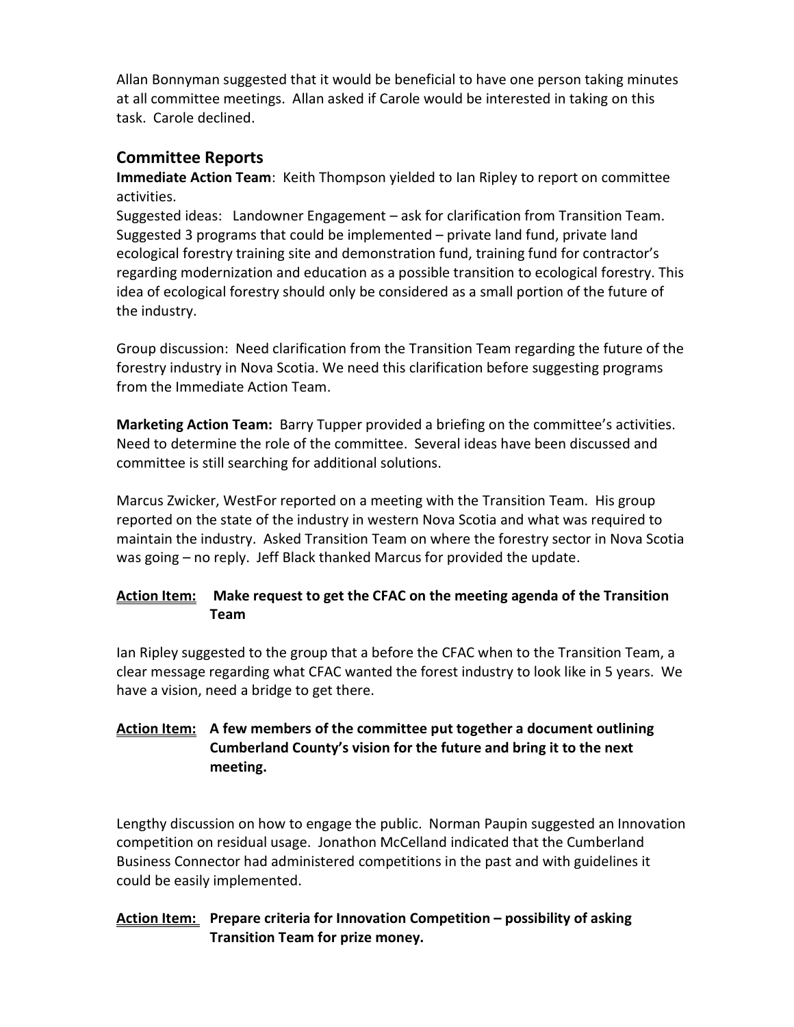Allan Bonnyman suggested that it would be beneficial to have one person taking minutes at all committee meetings. Allan asked if Carole would be interested in taking on this task. Carole declined.

## Committee Reports

**Immediate Action Team**: Keith Thompson yielded to Ian Ripley to report on committee activities.

Suggested ideas: Landowner Engagement – ask for clarification from Transition Team. Suggested 3 programs that could be implemented – private land fund, private land ecological forestry training site and demonstration fund, training fund for contractor's regarding modernization and education as a possible transition to ecological forestry. This idea of ecological forestry should only be considered as a small portion of the future of the industry.

Group discussion: Need clarification from the Transition Team regarding the future of the forestry industry in Nova Scotia. We need this clarification before suggesting programs from the Immediate Action Team.

**Marketing Action Team:** Barry Tupper provided a briefing on the committee's activities. Need to determine the role of the committee. Several ideas have been discussed and committee is still searching for additional solutions.

Marcus Zwicker, WestFor reported on a meeting with the Transition Team. His group reported on the state of the industry in western Nova Scotia and what was required to maintain the industry. Asked Transition Team on where the forestry sector in Nova Scotia was going – no reply. Jeff Black thanked Marcus for provided the update.

**Action Item: Make request to get the CFAC on the meeting agenda of the Transition Team**

Ian Ripley suggested to the group that a before the CFAC when to the Transition Team, a clear message regarding what CFAC wanted the forest industry to look like in 5 years. We have a vision, need a bridge to get there.

**Action Item: A few members of the committee put together a document outlining Cumberland County's vision for the future and bring it to the next meeting.**

Lengthy discussion on how to engage the public. Norman Paupin suggested an Innovation competition on residual usage. Jonathon McCelland indicated that the Cumberland Business Connector had administered competitions in the past and with guidelines it could be easily implemented.

**Action Item: Prepare criteria for Innovation Competition – possibility of asking Transition Team for prize money.**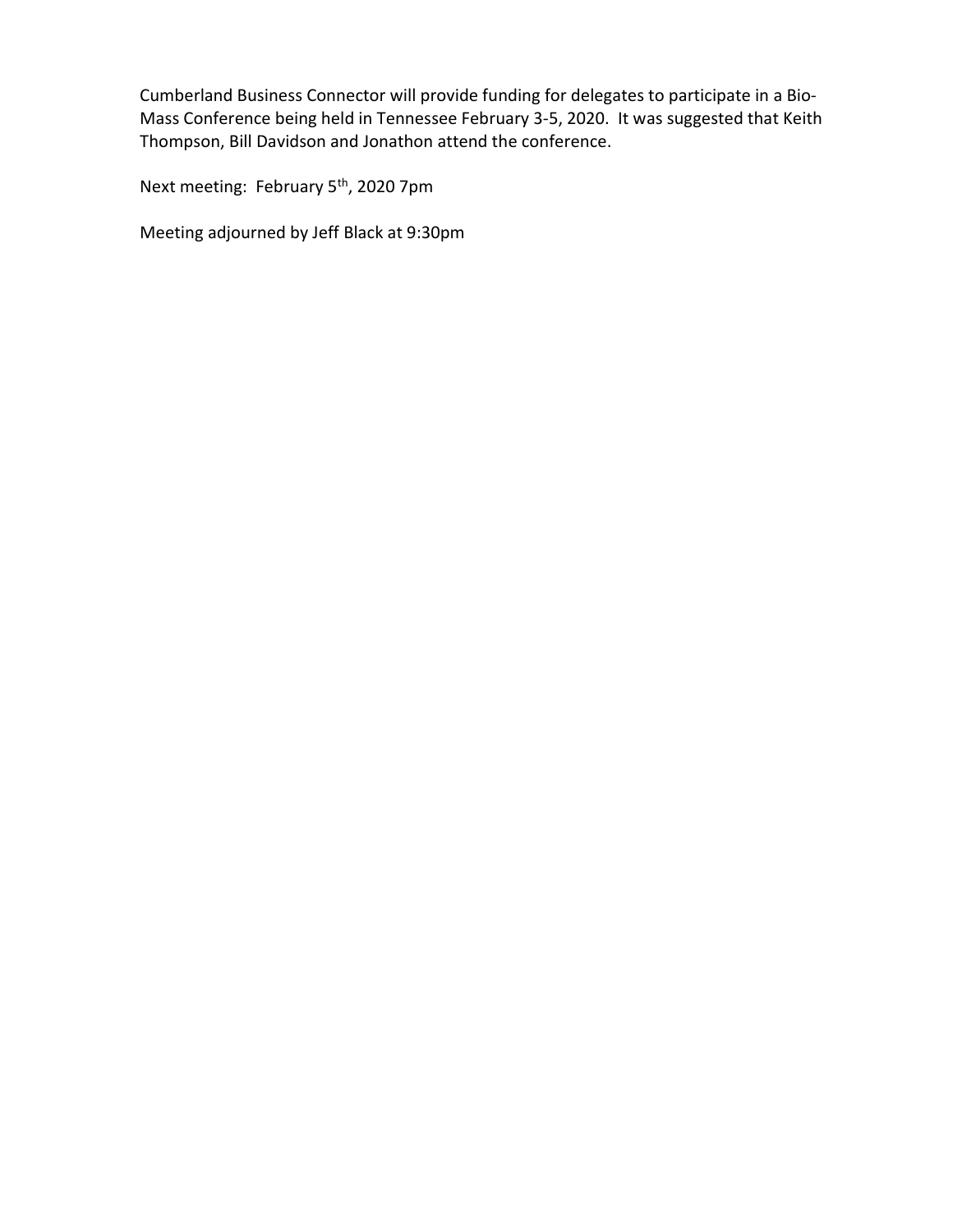Cumberland Business Connector will provide funding for delegates to participate in a Bio-Mass Conference being held in Tennessee February 3-5, 2020. It was suggested that Keith Thompson, Bill Davidson and Jonathon attend the conference.

Next meeting: February 5th, 2020 7pm

Meeting adjourned by Jeff Black at 9:30pm